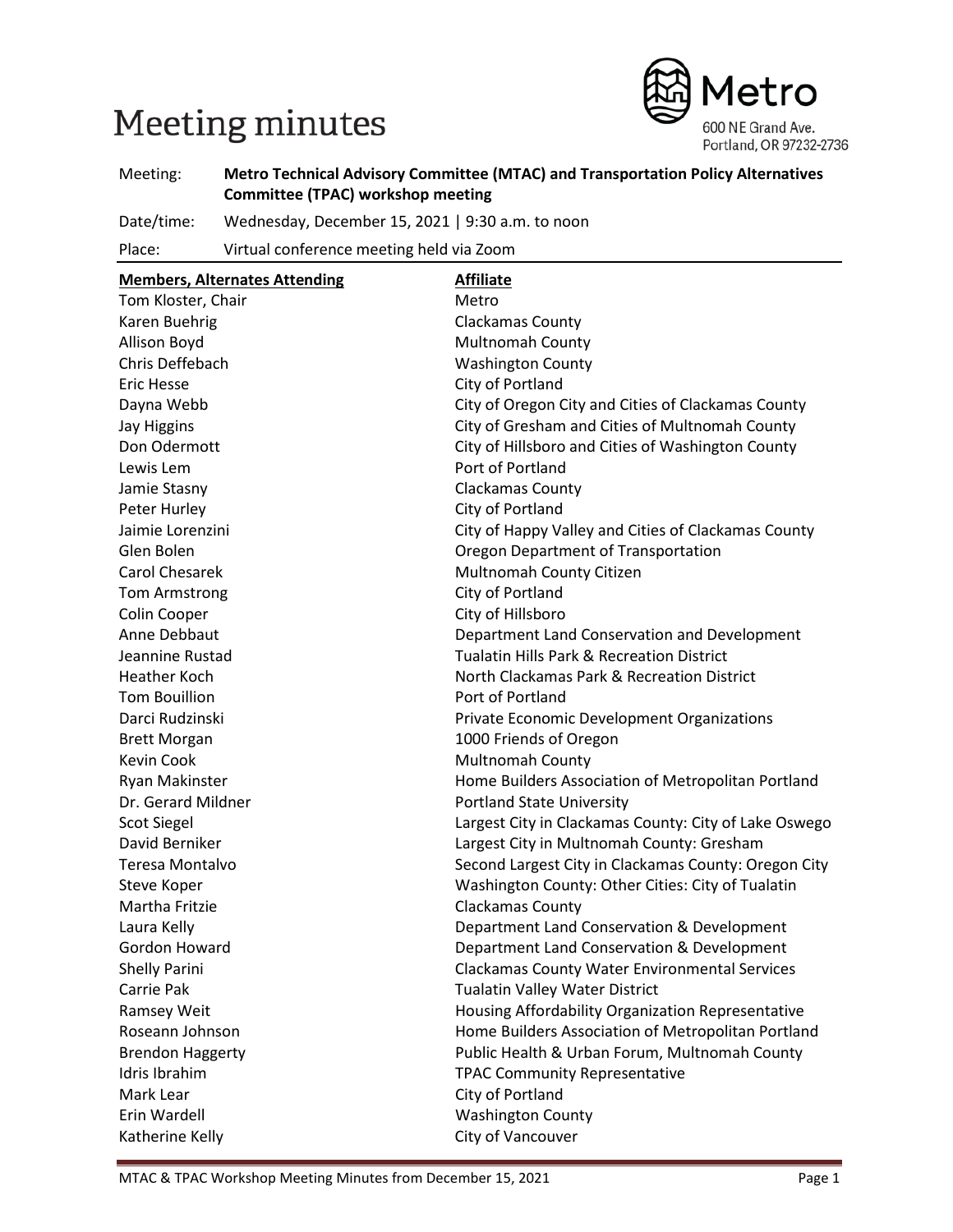# Meeting minutes

Metro
600 NE Grand Ave.
Portland, OR 97232-2736

| | |
|---|---|
| Meeting: | **Metro Technical Advisory Committee (MTAC) and Transportation Policy Alternatives Committee (TPAC) workshop meeting** |
| Date/time: | Wednesday, December 15, 2021 \| 9:30 a.m. to noon |
| Place: | Virtual conference meeting held via Zoom |

| **Members, Alternates Attending** | **Affiliate** |
|---|---|
| Tom Kloster, Chair | Metro |
| Karen Buehrig | Clackamas County |
| Allison Boyd | Multnomah County |
| Chris Deffebach | Washington County |
| Eric Hesse | City of Portland |
| Dayna Webb | City of Oregon City and Cities of Clackamas County |
| Jay Higgins | City of Gresham and Cities of Multnomah County |
| Don Odermott | City of Hillsboro and Cities of Washington County |
| Lewis Lem | Port of Portland |
| Jamie Stasny | Clackamas County |
| Peter Hurley | City of Portland |
| Jaimie Lorenzini | City of Happy Valley and Cities of Clackamas County |
| Glen Bolen | Oregon Department of Transportation |
| Carol Chesarek | Multnomah County Citizen |
| Tom Armstrong | City of Portland |
| Colin Cooper | City of Hillsboro |
| Anne Debbaut | Department Land Conservation and Development |
| Jeannine Rustad | Tualatin Hills Park & Recreation District |
| Heather Koch | North Clackamas Park & Recreation District |
| Tom Bouillion | Port of Portland |
| Darci Rudzinski | Private Economic Development Organizations |
| Brett Morgan | 1000 Friends of Oregon |
| Kevin Cook | Multnomah County |
| Ryan Makinster | Home Builders Association of Metropolitan Portland |
| Dr. Gerard Mildner | Portland State University |
| Scot Siegel | Largest City in Clackamas County: City of Lake Oswego |
| David Berniker | Largest City in Multnomah County: Gresham |
| Teresa Montalvo | Second Largest City in Clackamas County: Oregon City |
| Steve Koper | Washington County: Other Cities: City of Tualatin |
| Martha Fritzie | Clackamas County |
| Laura Kelly | Department Land Conservation & Development |
| Gordon Howard | Department Land Conservation & Development |
| Shelly Parini | Clackamas County Water Environmental Services |
| Carrie Pak | Tualatin Valley Water District |
| Ramsey Weit | Housing Affordability Organization Representative |
| Roseann Johnson | Home Builders Association of Metropolitan Portland |
| Brendon Haggerty | Public Health & Urban Forum, Multnomah County |
| Idris Ibrahim | TPAC Community Representative |
| Mark Lear | City of Portland |
| Erin Wardell | Washington County |
| Katherine Kelly | City of Vancouver |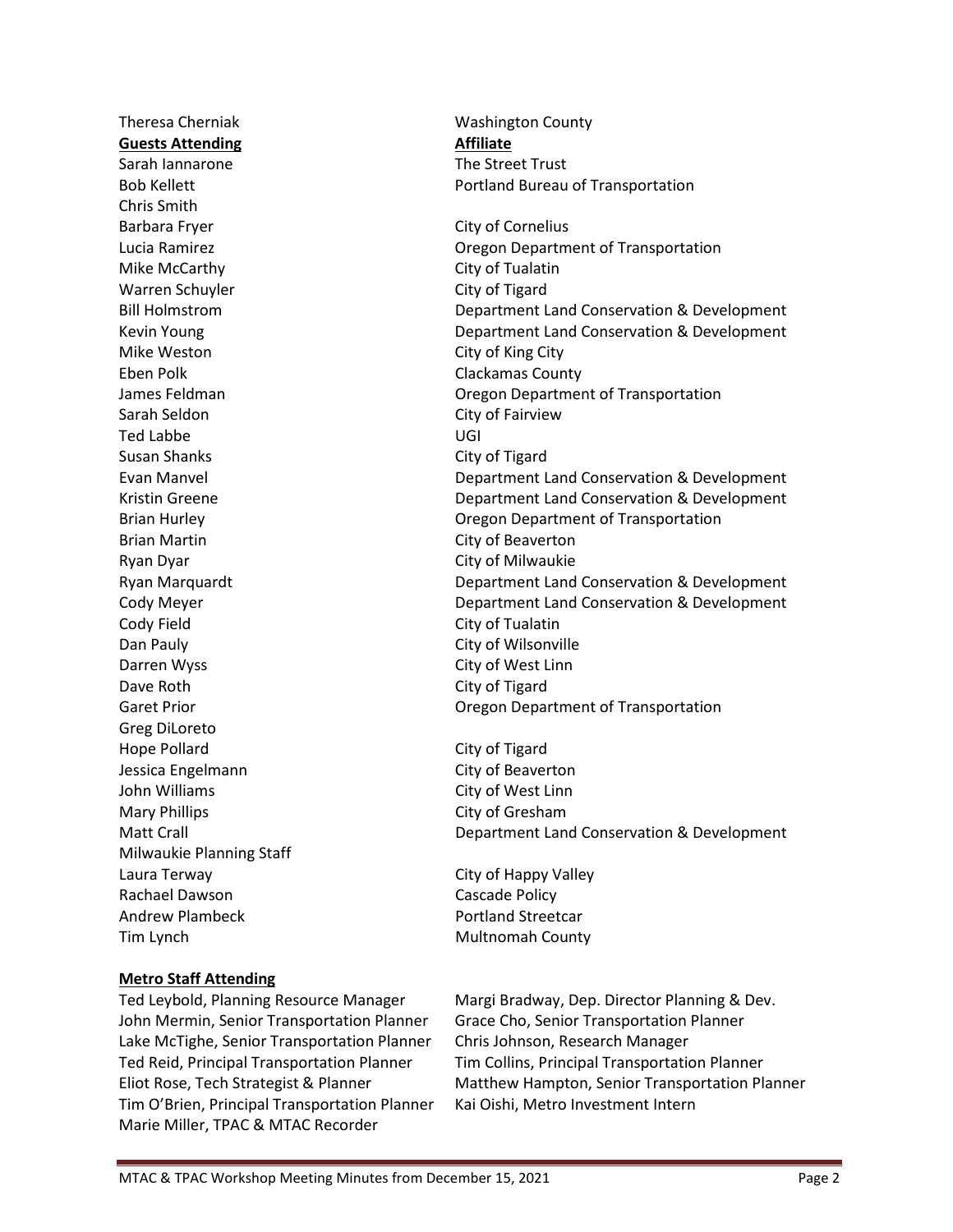| Theresa Cherniak | Washington County |
|---|---|
| **Guests Attending** | **Affiliate** |
| Sarah Iannarone | The Street Trust |
| Bob Kellett | Portland Bureau of Transportation |
| Chris Smith | |
| Barbara Fryer | City of Cornelius |
| Lucia Ramirez | Oregon Department of Transportation |
| Mike McCarthy | City of Tualatin |
| Warren Schuyler | City of Tigard |
| Bill Holmstrom | Department Land Conservation & Development |
| Kevin Young | Department Land Conservation & Development |
| Mike Weston | City of King City |
| Eben Polk | Clackamas County |
| James Feldman | Oregon Department of Transportation |
| Sarah Seldon | City of Fairview |
| Ted Labbe | UGI |
| Susan Shanks | City of Tigard |
| Evan Manvel | Department Land Conservation & Development |
| Kristin Greene | Department Land Conservation & Development |
| Brian Hurley | Oregon Department of Transportation |
| Brian Martin | City of Beaverton |
| Ryan Dyar | City of Milwaukie |
| Ryan Marquardt | Department Land Conservation & Development |
| Cody Meyer | Department Land Conservation & Development |
| Cody Field | City of Tualatin |
| Dan Pauly | City of Wilsonville |
| Darren Wyss | City of West Linn |
| Dave Roth | City of Tigard |
| Garet Prior | Oregon Department of Transportation |
| Greg DiLoreto | |
| Hope Pollard | City of Tigard |
| Jessica Engelmann | City of Beaverton |
| John Williams | City of West Linn |
| Mary Phillips | City of Gresham |
| Matt Crall | Department Land Conservation & Development |
| Milwaukie Planning Staff | |
| Laura Terway | City of Happy Valley |
| Rachael Dawson | Cascade Policy |
| Andrew Plambeck | Portland Streetcar |
| Tim Lynch | Multnomah County |

**Metro Staff Attending**

Ted Leybold, Planning Resource Manager
John Mermin, Senior Transportation Planner
Lake McTighe, Senior Transportation Planner
Ted Reid, Principal Transportation Planner
Eliot Rose, Tech Strategist & Planner
Tim O'Brien, Principal Transportation Planner
Marie Miller, TPAC & MTAC Recorder
Margi Bradway, Dep. Director Planning & Dev.
Grace Cho, Senior Transportation Planner
Chris Johnson, Research Manager
Tim Collins, Principal Transportation Planner
Matthew Hampton, Senior Transportation Planner
Kai Oishi, Metro Investment Intern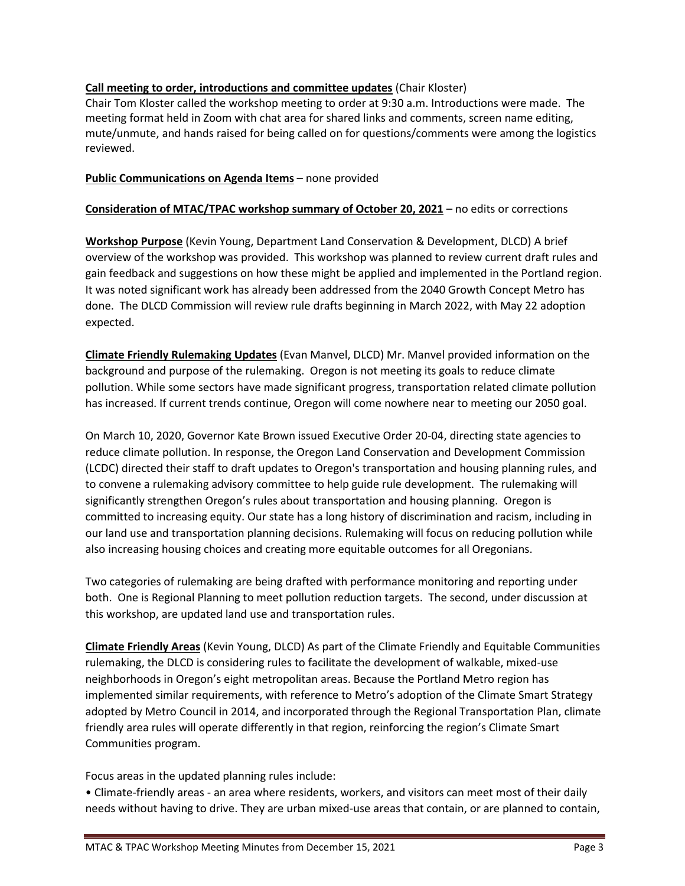**Call meeting to order, introductions and committee updates** (Chair Kloster)
Chair Tom Kloster called the workshop meeting to order at 9:30 a.m. Introductions were made. The meeting format held in Zoom with chat area for shared links and comments, screen name editing, mute/unmute, and hands raised for being called on for questions/comments were among the logistics reviewed.

**Public Communications on Agenda Items** – none provided

**Consideration of MTAC/TPAC workshop summary of October 20, 2021** – no edits or corrections

**Workshop Purpose** (Kevin Young, Department Land Conservation & Development, DLCD) A brief overview of the workshop was provided. This workshop was planned to review current draft rules and gain feedback and suggestions on how these might be applied and implemented in the Portland region. It was noted significant work has already been addressed from the 2040 Growth Concept Metro has done. The DLCD Commission will review rule drafts beginning in March 2022, with May 22 adoption expected.

**Climate Friendly Rulemaking Updates** (Evan Manvel, DLCD) Mr. Manvel provided information on the background and purpose of the rulemaking. Oregon is not meeting its goals to reduce climate pollution. While some sectors have made significant progress, transportation related climate pollution has increased. If current trends continue, Oregon will come nowhere near to meeting our 2050 goal.

On March 10, 2020, Governor Kate Brown issued Executive Order 20-04, directing state agencies to reduce climate pollution. In response, the Oregon Land Conservation and Development Commission (LCDC) directed their staff to draft updates to Oregon's transportation and housing planning rules, and to convene a rulemaking advisory committee to help guide rule development. The rulemaking will significantly strengthen Oregon's rules about transportation and housing planning. Oregon is committed to increasing equity. Our state has a long history of discrimination and racism, including in our land use and transportation planning decisions. Rulemaking will focus on reducing pollution while also increasing housing choices and creating more equitable outcomes for all Oregonians.

Two categories of rulemaking are being drafted with performance monitoring and reporting under both. One is Regional Planning to meet pollution reduction targets. The second, under discussion at this workshop, are updated land use and transportation rules.

**Climate Friendly Areas** (Kevin Young, DLCD) As part of the Climate Friendly and Equitable Communities rulemaking, the DLCD is considering rules to facilitate the development of walkable, mixed-use neighborhoods in Oregon's eight metropolitan areas. Because the Portland Metro region has implemented similar requirements, with reference to Metro's adoption of the Climate Smart Strategy adopted by Metro Council in 2014, and incorporated through the Regional Transportation Plan, climate friendly area rules will operate differently in that region, reinforcing the region's Climate Smart Communities program.

Focus areas in the updated planning rules include:

• Climate-friendly areas - an area where residents, workers, and visitors can meet most of their daily needs without having to drive. They are urban mixed-use areas that contain, or are planned to contain,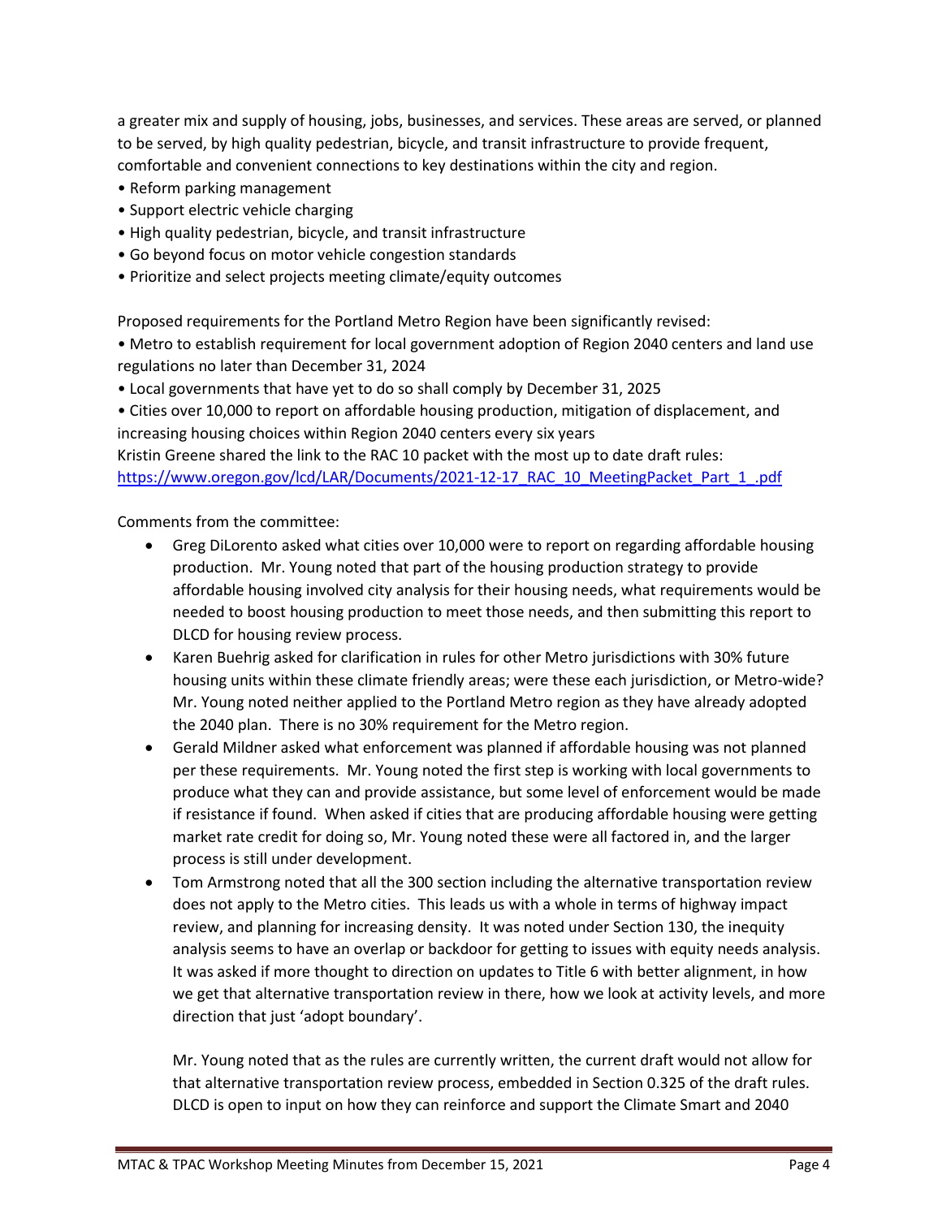a greater mix and supply of housing, jobs, businesses, and services. These areas are served, or planned to be served, by high quality pedestrian, bicycle, and transit infrastructure to provide frequent, comfortable and convenient connections to key destinations within the city and region.

- Reform parking management
- Support electric vehicle charging
- High quality pedestrian, bicycle, and transit infrastructure
- Go beyond focus on motor vehicle congestion standards
- Prioritize and select projects meeting climate/equity outcomes

Proposed requirements for the Portland Metro Region have been significantly revised:

- Metro to establish requirement for local government adoption of Region 2040 centers and land use regulations no later than December 31, 2024
- Local governments that have yet to do so shall comply by December 31, 2025
- Cities over 10,000 to report on affordable housing production, mitigation of displacement, and increasing housing choices within Region 2040 centers every six years

Kristin Greene shared the link to the RAC 10 packet with the most up to date draft rules: [https://www.oregon.gov/lcd/LAR/Documents/2021-12-17_RAC_10_MeetingPacket_Part_1_.pdf](https://www.oregon.gov/lcd/LAR/Documents/2021-12-17_RAC_10_MeetingPacket_Part_1_.pdf)

Comments from the committee:

- Greg DiLorento asked what cities over 10,000 were to report on regarding affordable housing production. Mr. Young noted that part of the housing production strategy to provide affordable housing involved city analysis for their housing needs, what requirements would be needed to boost housing production to meet those needs, and then submitting this report to DLCD for housing review process.
- Karen Buehrig asked for clarification in rules for other Metro jurisdictions with 30% future housing units within these climate friendly areas; were these each jurisdiction, or Metro-wide? Mr. Young noted neither applied to the Portland Metro region as they have already adopted the 2040 plan. There is no 30% requirement for the Metro region.
- Gerald Mildner asked what enforcement was planned if affordable housing was not planned per these requirements. Mr. Young noted the first step is working with local governments to produce what they can and provide assistance, but some level of enforcement would be made if resistance if found. When asked if cities that are producing affordable housing were getting market rate credit for doing so, Mr. Young noted these were all factored in, and the larger process is still under development.
- Tom Armstrong noted that all the 300 section including the alternative transportation review does not apply to the Metro cities. This leads us with a whole in terms of highway impact review, and planning for increasing density. It was noted under Section 130, the inequity analysis seems to have an overlap or backdoor for getting to issues with equity needs analysis. It was asked if more thought to direction on updates to Title 6 with better alignment, in how we get that alternative transportation review in there, how we look at activity levels, and more direction that just 'adopt boundary'.

  Mr. Young noted that as the rules are currently written, the current draft would not allow for that alternative transportation review process, embedded in Section 0.325 of the draft rules. DLCD is open to input on how they can reinforce and support the Climate Smart and 2040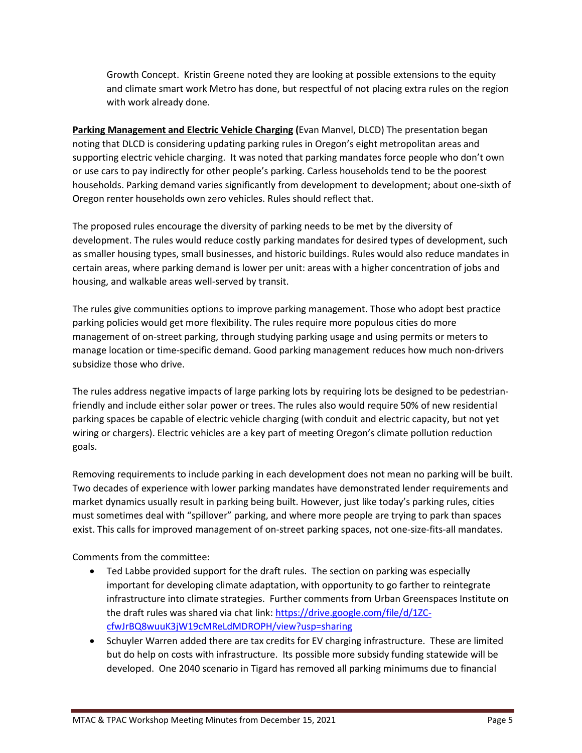Growth Concept. Kristin Greene noted they are looking at possible extensions to the equity and climate smart work Metro has done, but respectful of not placing extra rules on the region with work already done.

**Parking Management and Electric Vehicle Charging (**Evan Manvel, DLCD) The presentation began noting that DLCD is considering updating parking rules in Oregon's eight metropolitan areas and supporting electric vehicle charging. It was noted that parking mandates force people who don't own or use cars to pay indirectly for other people's parking. Carless households tend to be the poorest households. Parking demand varies significantly from development to development; about one-sixth of Oregon renter households own zero vehicles. Rules should reflect that.

The proposed rules encourage the diversity of parking needs to be met by the diversity of development. The rules would reduce costly parking mandates for desired types of development, such as smaller housing types, small businesses, and historic buildings. Rules would also reduce mandates in certain areas, where parking demand is lower per unit: areas with a higher concentration of jobs and housing, and walkable areas well-served by transit.

The rules give communities options to improve parking management. Those who adopt best practice parking policies would get more flexibility. The rules require more populous cities do more management of on-street parking, through studying parking usage and using permits or meters to manage location or time-specific demand. Good parking management reduces how much non-drivers subsidize those who drive.

The rules address negative impacts of large parking lots by requiring lots be designed to be pedestrian-friendly and include either solar power or trees. The rules also would require 50% of new residential parking spaces be capable of electric vehicle charging (with conduit and electric capacity, but not yet wiring or chargers). Electric vehicles are a key part of meeting Oregon's climate pollution reduction goals.

Removing requirements to include parking in each development does not mean no parking will be built. Two decades of experience with lower parking mandates have demonstrated lender requirements and market dynamics usually result in parking being built. However, just like today's parking rules, cities must sometimes deal with "spillover" parking, and where more people are trying to park than spaces exist. This calls for improved management of on-street parking spaces, not one-size-fits-all mandates.

Comments from the committee:

- Ted Labbe provided support for the draft rules. The section on parking was especially important for developing climate adaptation, with opportunity to go farther to reintegrate infrastructure into climate strategies. Further comments from Urban Greenspaces Institute on the draft rules was shared via chat link: https://drive.google.com/file/d/1ZC-cfwJrBQ8wuuK3jW19cMReLdMDROPH/view?usp=sharing
- Schuyler Warren added there are tax credits for EV charging infrastructure. These are limited but do help on costs with infrastructure. Its possible more subsidy funding statewide will be developed. One 2040 scenario in Tigard has removed all parking minimums due to financial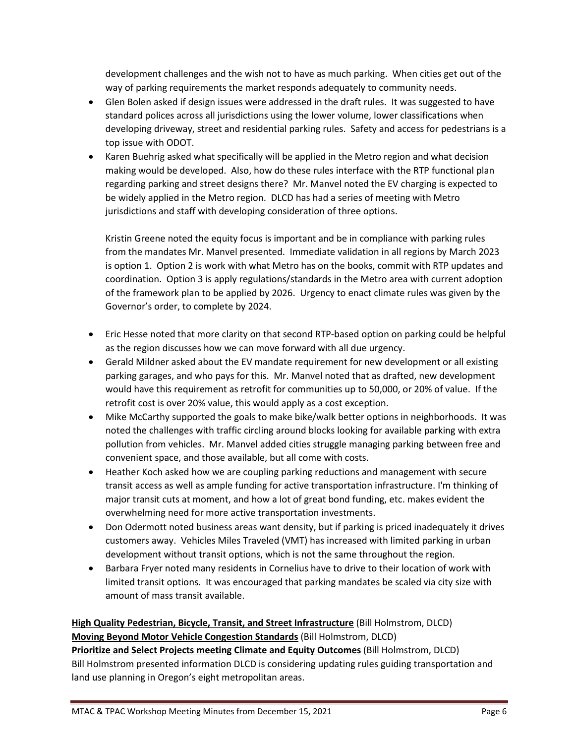development challenges and the wish not to have as much parking. When cities get out of the way of parking requirements the market responds adequately to community needs.

- Glen Bolen asked if design issues were addressed in the draft rules. It was suggested to have standard polices across all jurisdictions using the lower volume, lower classifications when developing driveway, street and residential parking rules. Safety and access for pedestrians is a top issue with ODOT.
- Karen Buehrig asked what specifically will be applied in the Metro region and what decision making would be developed. Also, how do these rules interface with the RTP functional plan regarding parking and street designs there? Mr. Manvel noted the EV charging is expected to be widely applied in the Metro region. DLCD has had a series of meeting with Metro jurisdictions and staff with developing consideration of three options.

  Kristin Greene noted the equity focus is important and be in compliance with parking rules from the mandates Mr. Manvel presented. Immediate validation in all regions by March 2023 is option 1. Option 2 is work with what Metro has on the books, commit with RTP updates and coordination. Option 3 is apply regulations/standards in the Metro area with current adoption of the framework plan to be applied by 2026. Urgency to enact climate rules was given by the Governor's order, to complete by 2024.

- Eric Hesse noted that more clarity on that second RTP-based option on parking could be helpful as the region discusses how we can move forward with all due urgency.
- Gerald Mildner asked about the EV mandate requirement for new development or all existing parking garages, and who pays for this. Mr. Manvel noted that as drafted, new development would have this requirement as retrofit for communities up to 50,000, or 20% of value. If the retrofit cost is over 20% value, this would apply as a cost exception.
- Mike McCarthy supported the goals to make bike/walk better options in neighborhoods. It was noted the challenges with traffic circling around blocks looking for available parking with extra pollution from vehicles. Mr. Manvel added cities struggle managing parking between free and convenient space, and those available, but all come with costs.
- Heather Koch asked how we are coupling parking reductions and management with secure transit access as well as ample funding for active transportation infrastructure. I'm thinking of major transit cuts at moment, and how a lot of great bond funding, etc. makes evident the overwhelming need for more active transportation investments.
- Don Odermott noted business areas want density, but if parking is priced inadequately it drives customers away. Vehicles Miles Traveled (VMT) has increased with limited parking in urban development without transit options, which is not the same throughout the region.
- Barbara Fryer noted many residents in Cornelius have to drive to their location of work with limited transit options. It was encouraged that parking mandates be scaled via city size with amount of mass transit available.

**High Quality Pedestrian, Bicycle, Transit, and Street Infrastructure** (Bill Holmstrom, DLCD)
**Moving Beyond Motor Vehicle Congestion Standards** (Bill Holmstrom, DLCD)
**Prioritize and Select Projects meeting Climate and Equity Outcomes** (Bill Holmstrom, DLCD)
Bill Holmstrom presented information DLCD is considering updating rules guiding transportation and land use planning in Oregon's eight metropolitan areas.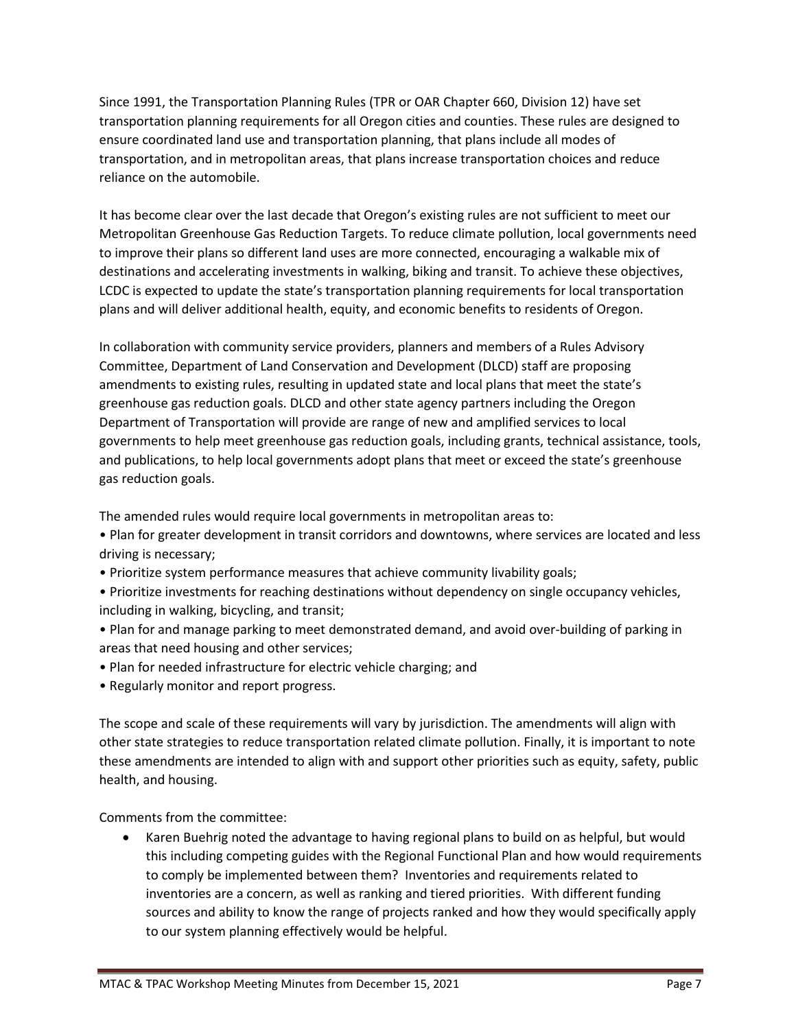Since 1991, the Transportation Planning Rules (TPR or OAR Chapter 660, Division 12) have set transportation planning requirements for all Oregon cities and counties. These rules are designed to ensure coordinated land use and transportation planning, that plans include all modes of transportation, and in metropolitan areas, that plans increase transportation choices and reduce reliance on the automobile.

It has become clear over the last decade that Oregon's existing rules are not sufficient to meet our Metropolitan Greenhouse Gas Reduction Targets. To reduce climate pollution, local governments need to improve their plans so different land uses are more connected, encouraging a walkable mix of destinations and accelerating investments in walking, biking and transit. To achieve these objectives, LCDC is expected to update the state's transportation planning requirements for local transportation plans and will deliver additional health, equity, and economic benefits to residents of Oregon.

In collaboration with community service providers, planners and members of a Rules Advisory Committee, Department of Land Conservation and Development (DLCD) staff are proposing amendments to existing rules, resulting in updated state and local plans that meet the state's greenhouse gas reduction goals. DLCD and other state agency partners including the Oregon Department of Transportation will provide are range of new and amplified services to local governments to help meet greenhouse gas reduction goals, including grants, technical assistance, tools, and publications, to help local governments adopt plans that meet or exceed the state's greenhouse gas reduction goals.

The amended rules would require local governments in metropolitan areas to:

- Plan for greater development in transit corridors and downtowns, where services are located and less driving is necessary;
- Prioritize system performance measures that achieve community livability goals;
- Prioritize investments for reaching destinations without dependency on single occupancy vehicles, including in walking, bicycling, and transit;
- Plan for and manage parking to meet demonstrated demand, and avoid over-building of parking in areas that need housing and other services;
- Plan for needed infrastructure for electric vehicle charging; and
- Regularly monitor and report progress.

The scope and scale of these requirements will vary by jurisdiction. The amendments will align with other state strategies to reduce transportation related climate pollution. Finally, it is important to note these amendments are intended to align with and support other priorities such as equity, safety, public health, and housing.

Comments from the committee:

- Karen Buehrig noted the advantage to having regional plans to build on as helpful, but would this including competing guides with the Regional Functional Plan and how would requirements to comply be implemented between them? Inventories and requirements related to inventories are a concern, as well as ranking and tiered priorities. With different funding sources and ability to know the range of projects ranked and how they would specifically apply to our system planning effectively would be helpful.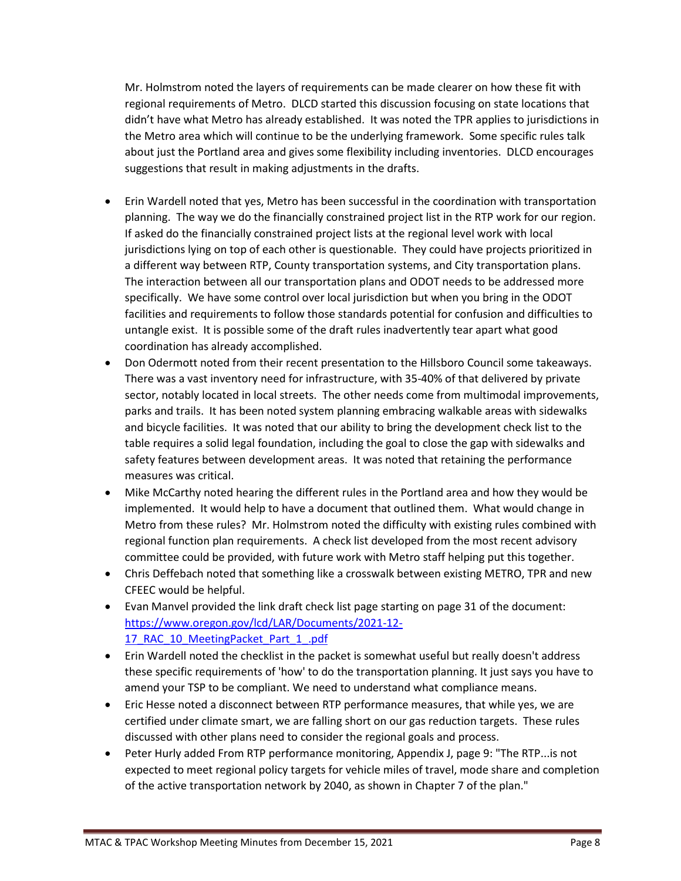Mr. Holmstrom noted the layers of requirements can be made clearer on how these fit with regional requirements of Metro. DLCD started this discussion focusing on state locations that didn't have what Metro has already established. It was noted the TPR applies to jurisdictions in the Metro area which will continue to be the underlying framework. Some specific rules talk about just the Portland area and gives some flexibility including inventories. DLCD encourages suggestions that result in making adjustments in the drafts.

- Erin Wardell noted that yes, Metro has been successful in the coordination with transportation planning. The way we do the financially constrained project list in the RTP work for our region. If asked do the financially constrained project lists at the regional level work with local jurisdictions lying on top of each other is questionable. They could have projects prioritized in a different way between RTP, County transportation systems, and City transportation plans. The interaction between all our transportation plans and ODOT needs to be addressed more specifically. We have some control over local jurisdiction but when you bring in the ODOT facilities and requirements to follow those standards potential for confusion and difficulties to untangle exist. It is possible some of the draft rules inadvertently tear apart what good coordination has already accomplished.
- Don Odermott noted from their recent presentation to the Hillsboro Council some takeaways. There was a vast inventory need for infrastructure, with 35-40% of that delivered by private sector, notably located in local streets. The other needs come from multimodal improvements, parks and trails. It has been noted system planning embracing walkable areas with sidewalks and bicycle facilities. It was noted that our ability to bring the development check list to the table requires a solid legal foundation, including the goal to close the gap with sidewalks and safety features between development areas. It was noted that retaining the performance measures was critical.
- Mike McCarthy noted hearing the different rules in the Portland area and how they would be implemented. It would help to have a document that outlined them. What would change in Metro from these rules? Mr. Holmstrom noted the difficulty with existing rules combined with regional function plan requirements. A check list developed from the most recent advisory committee could be provided, with future work with Metro staff helping put this together.
- Chris Deffebach noted that something like a crosswalk between existing METRO, TPR and new CFEEC would be helpful.
- Evan Manvel provided the link draft check list page starting on page 31 of the document: [https://www.oregon.gov/lcd/LAR/Documents/2021-12-17_RAC_10_MeetingPacket_Part_1_.pdf](https://www.oregon.gov/lcd/LAR/Documents/2021-12-17_RAC_10_MeetingPacket_Part_1_.pdf)
- Erin Wardell noted the checklist in the packet is somewhat useful but really doesn't address these specific requirements of 'how' to do the transportation planning. It just says you have to amend your TSP to be compliant. We need to understand what compliance means.
- Eric Hesse noted a disconnect between RTP performance measures, that while yes, we are certified under climate smart, we are falling short on our gas reduction targets. These rules discussed with other plans need to consider the regional goals and process.
- Peter Hurly added From RTP performance monitoring, Appendix J, page 9: "The RTP...is not expected to meet regional policy targets for vehicle miles of travel, mode share and completion of the active transportation network by 2040, as shown in Chapter 7 of the plan."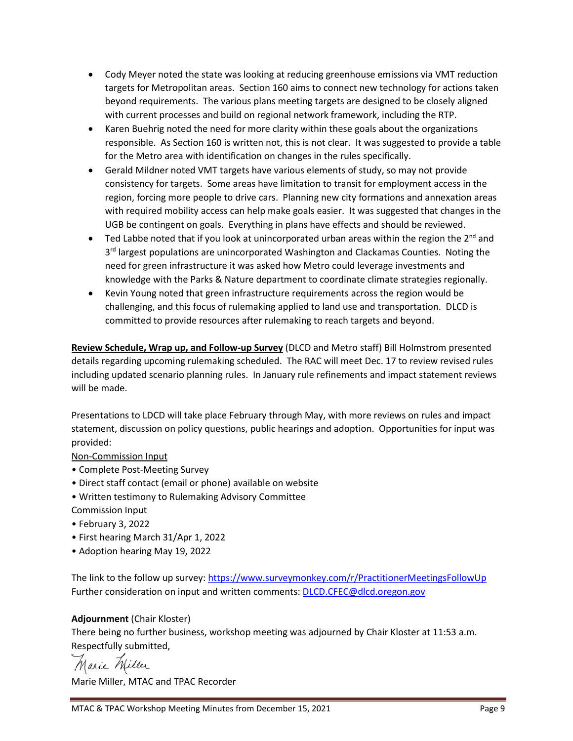- Cody Meyer noted the state was looking at reducing greenhouse emissions via VMT reduction targets for Metropolitan areas. Section 160 aims to connect new technology for actions taken beyond requirements. The various plans meeting targets are designed to be closely aligned with current processes and build on regional network framework, including the RTP.
- Karen Buehrig noted the need for more clarity within these goals about the organizations responsible. As Section 160 is written not, this is not clear. It was suggested to provide a table for the Metro area with identification on changes in the rules specifically.
- Gerald Mildner noted VMT targets have various elements of study, so may not provide consistency for targets. Some areas have limitation to transit for employment access in the region, forcing more people to drive cars. Planning new city formations and annexation areas with required mobility access can help make goals easier. It was suggested that changes in the UGB be contingent on goals. Everything in plans have effects and should be reviewed.
- Ted Labbe noted that if you look at unincorporated urban areas within the region the 2nd and 3rd largest populations are unincorporated Washington and Clackamas Counties. Noting the need for green infrastructure it was asked how Metro could leverage investments and knowledge with the Parks & Nature department to coordinate climate strategies regionally.
- Kevin Young noted that green infrastructure requirements across the region would be challenging, and this focus of rulemaking applied to land use and transportation. DLCD is committed to provide resources after rulemaking to reach targets and beyond.

**Review Schedule, Wrap up, and Follow-up Survey** (DLCD and Metro staff) Bill Holmstrom presented details regarding upcoming rulemaking scheduled. The RAC will meet Dec. 17 to review revised rules including updated scenario planning rules. In January rule refinements and impact statement reviews will be made.

Presentations to LDCD will take place February through May, with more reviews on rules and impact statement, discussion on policy questions, public hearings and adoption. Opportunities for input was provided:

Non-Commission Input
- Complete Post-Meeting Survey
- Direct staff contact (email or phone) available on website
- Written testimony to Rulemaking Advisory Committee

Commission Input
- February 3, 2022
- First hearing March 31/Apr 1, 2022
- Adoption hearing May 19, 2022

The link to the follow up survey: https://www.surveymonkey.com/r/PractitionerMeetingsFollowUp
Further consideration on input and written comments: DLCD.CFEC@dlcd.oregon.gov

**Adjournment** (Chair Kloster)
There being no further business, workshop meeting was adjourned by Chair Kloster at 11:53 a.m.
Respectfully submitted,

Marie Miller

Marie Miller, MTAC and TPAC Recorder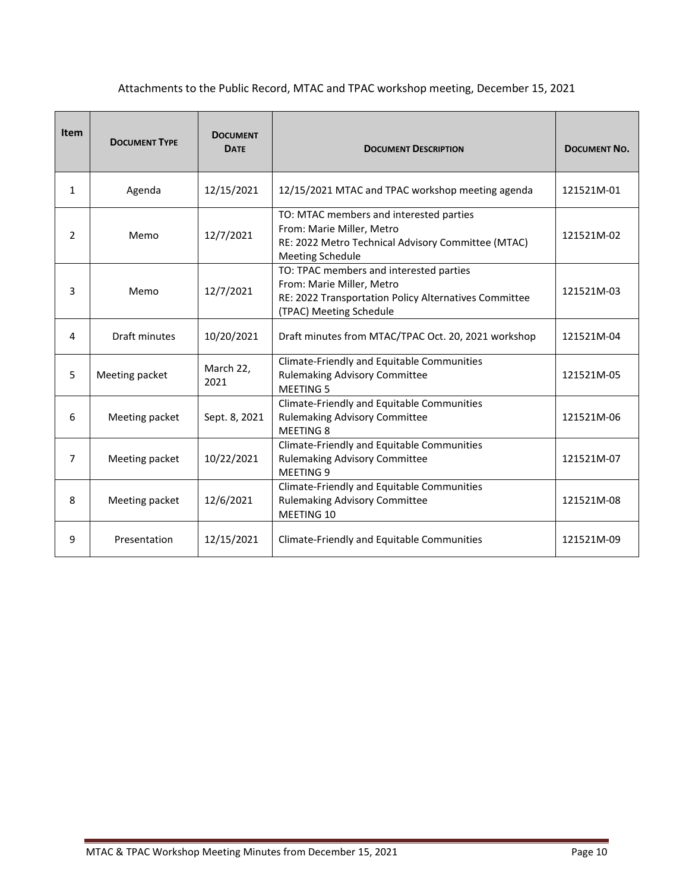Attachments to the Public Record, MTAC and TPAC workshop meeting, December 15, 2021

| Item | Document Type | Document Date | Document Description | Document No. |
|---|---|---|---|---|
| 1 | Agenda | 12/15/2021 | 12/15/2021 MTAC and TPAC workshop meeting agenda | 121521M-01 |
| 2 | Memo | 12/7/2021 | TO: MTAC members and interested parties<br>From: Marie Miller, Metro<br>RE: 2022 Metro Technical Advisory Committee (MTAC) Meeting Schedule | 121521M-02 |
| 3 | Memo | 12/7/2021 | TO: TPAC members and interested parties<br>From: Marie Miller, Metro<br>RE: 2022 Transportation Policy Alternatives Committee (TPAC) Meeting Schedule | 121521M-03 |
| 4 | Draft minutes | 10/20/2021 | Draft minutes from MTAC/TPAC Oct. 20, 2021 workshop | 121521M-04 |
| 5 | Meeting packet | March 22, 2021 | Climate-Friendly and Equitable Communities<br>Rulemaking Advisory Committee<br>MEETING 5 | 121521M-05 |
| 6 | Meeting packet | Sept. 8, 2021 | Climate-Friendly and Equitable Communities<br>Rulemaking Advisory Committee<br>MEETING 8 | 121521M-06 |
| 7 | Meeting packet | 10/22/2021 | Climate-Friendly and Equitable Communities<br>Rulemaking Advisory Committee<br>MEETING 9 | 121521M-07 |
| 8 | Meeting packet | 12/6/2021 | Climate-Friendly and Equitable Communities<br>Rulemaking Advisory Committee<br>MEETING 10 | 121521M-08 |
| 9 | Presentation | 12/15/2021 | Climate-Friendly and Equitable Communities | 121521M-09 |